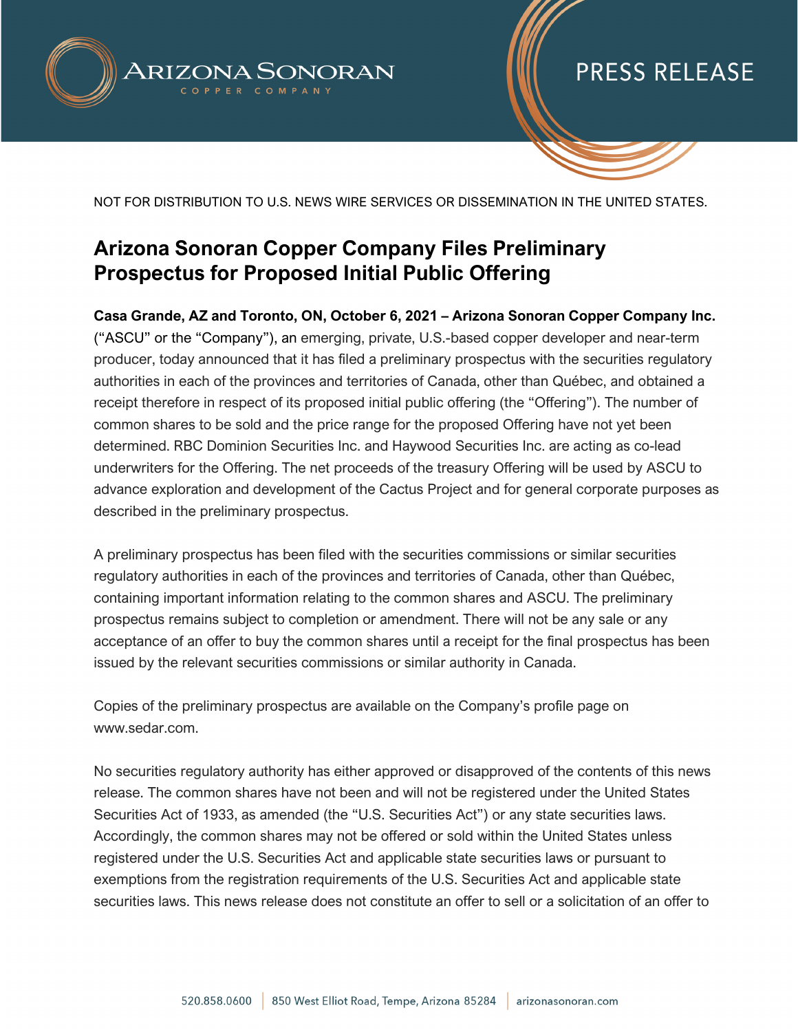NOT FOR DISTRIBUTION TO U.S. NEWS WIRE SERVICES OR DISSEMINATION IN THE UNITED STATES.

# Arizona Sonoran Copper Company Files Preliminary Prospectus for Proposed Initial Public Offering

**Casa Grande, AZ and Toronto, ON, October 6, 2021 – Arizona Sonoran Copper Company Inc.** ("ASCU" or the "Company"), an emerging, private, U.S.-based copper developer and near-term producer, today announced that it has filed a preliminary prospectus with the securities regulatory authorities in each of the provinces and territories of Canada, other than Québec, and obtained a receipt therefore in respect of its proposed initial public offering (the "Offering"). The number of common shares to be sold and the price range for the proposed Offering have not yet been determined. RBC Dominion Securities Inc. and Haywood Securities Inc. are acting as co-lead underwriters for the Offering. The net proceeds of the treasury Offering will be used by ASCU to advance exploration and development of the Cactus Project and for general corporate purposes as described in the preliminary prospectus.

A preliminary prospectus has been filed with the securities commissions or similar securities regulatory authorities in each of the provinces and territories of Canada, other than Québec, containing important information relating to the common shares and ASCU. The preliminary prospectus remains subject to completion or amendment. There will not be any sale or any acceptance of an offer to buy the common shares until a receipt for the final prospectus has been issued by the relevant securities commissions or similar authority in Canada.

Copies of the preliminary prospectus are available on the Company's profile page on www.sedar.com.

No securities regulatory authority has either approved or disapproved of the contents of this news release. The common shares have not been and will not be registered under the United States Securities Act of 1933, as amended (the "U.S. Securities Act") or any state securities laws. Accordingly, the common shares may not be offered or sold within the United States unless registered under the U.S. Securities Act and applicable state securities laws or pursuant to exemptions from the registration requirements of the U.S. Securities Act and applicable state securities laws. This news release does not constitute an offer to sell or a solicitation of an offer to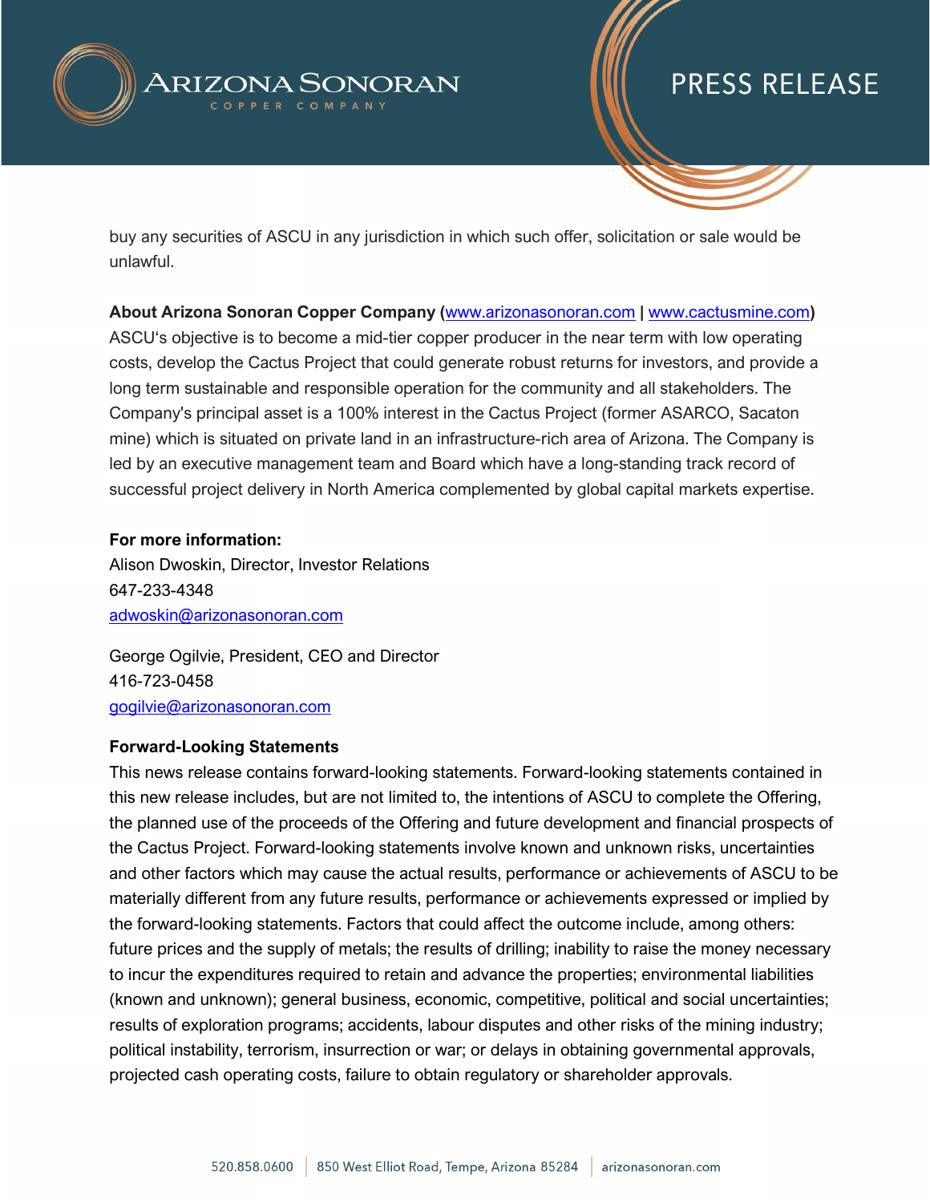buy any securities of ASCU in any jurisdiction in which such offer, solicitation or sale would be unlawful.

**About Arizona Sonoran Copper Company (www.arizonasonoran.com | www.cactusmine.com)**
ASCU's objective is to become a mid-tier copper producer in the near term with low operating costs, develop the Cactus Project that could generate robust returns for investors, and provide a long term sustainable and responsible operation for the community and all stakeholders. The Company's principal asset is a 100% interest in the Cactus Project (former ASARCO, Sacaton mine) which is situated on private land in an infrastructure-rich area of Arizona. The Company is led by an executive management team and Board which have a long-standing track record of successful project delivery in North America complemented by global capital markets expertise.

**For more information:**
Alison Dwoskin, Director, Investor Relations
647-233-4348
adwoskin@arizonasonoran.com

George Ogilvie, President, CEO and Director
416-723-0458
gogilvie@arizonasonoran.com

**Forward-Looking Statements**
This news release contains forward-looking statements. Forward-looking statements contained in this new release includes, but are not limited to, the intentions of ASCU to complete the Offering, the planned use of the proceeds of the Offering and future development and financial prospects of the Cactus Project. Forward-looking statements involve known and unknown risks, uncertainties and other factors which may cause the actual results, performance or achievements of ASCU to be materially different from any future results, performance or achievements expressed or implied by the forward-looking statements. Factors that could affect the outcome include, among others: future prices and the supply of metals; the results of drilling; inability to raise the money necessary to incur the expenditures required to retain and advance the properties; environmental liabilities (known and unknown); general business, economic, competitive, political and social uncertainties; results of exploration programs; accidents, labour disputes and other risks of the mining industry; political instability, terrorism, insurrection or war; or delays in obtaining governmental approvals, projected cash operating costs, failure to obtain regulatory or shareholder approvals.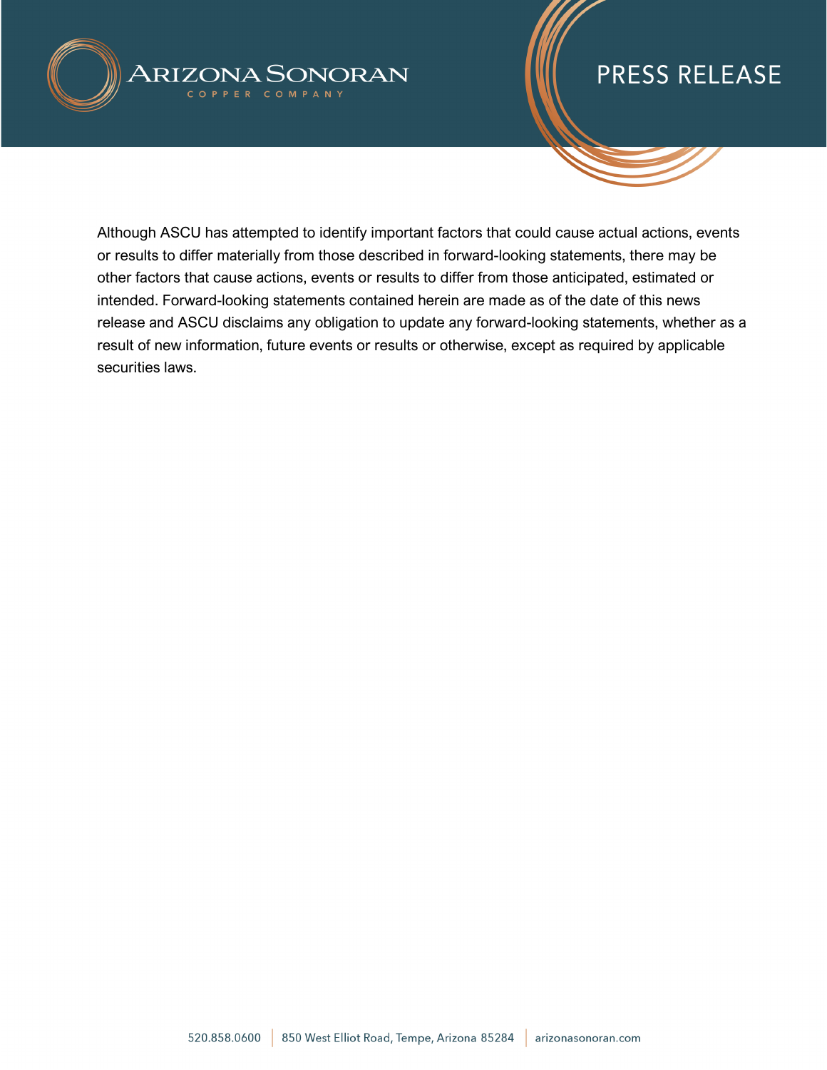Although ASCU has attempted to identify important factors that could cause actual actions, events or results to differ materially from those described in forward-looking statements, there may be other factors that cause actions, events or results to differ from those anticipated, estimated or intended. Forward-looking statements contained herein are made as of the date of this news release and ASCU disclaims any obligation to update any forward-looking statements, whether as a result of new information, future events or results or otherwise, except as required by applicable securities laws.